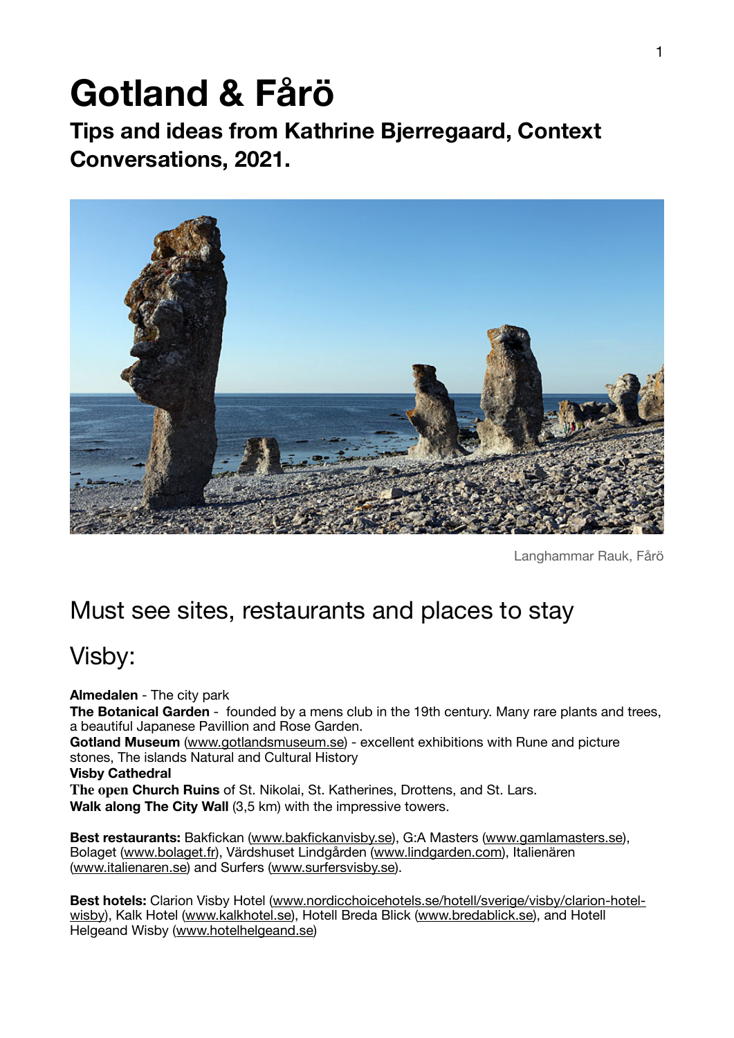# Gotland & Fårö

## Tips and ideas from Kathrine Bjerregaard, Context Conversations, 2021.

Langhammar Rauk, Fårö

## Must see sites, restaurants and places to stay

## Visby:

**Almedalen** - The city park
**The Botanical Garden** - founded by a mens club in the 19th century. Many rare plants and trees, a beautiful Japanese Pavillion and Rose Garden.
**Gotland Museum** (www.gotlandsmuseum.se) - excellent exhibitions with Rune and picture stones, The islands Natural and Cultural History
**Visby Cathedral**
**The open Church Ruins** of St. Nikolai, St. Katherines, Drottens, and St. Lars.
**Walk along The City Wall** (3,5 km) with the impressive towers.

**Best restaurants:** Bakfickan (www.bakfickanvisby.se), G:A Masters (www.gamlamasters.se), Bolaget (www.bolaget.fr), Värdshuset Lindgården (www.lindgarden.com), Italienären (www.italienaren.se) and Surfers (www.surfersvisby.se).

**Best hotels:** Clarion Visby Hotel (www.nordicchoicehotels.se/hotell/sverige/visby/clarion-hotel-wisby), Kalk Hotel (www.kalkhotel.se), Hotell Breda Blick (www.bredablick.se), and Hotell Helgeand Wisby (www.hotelhelgeand.se)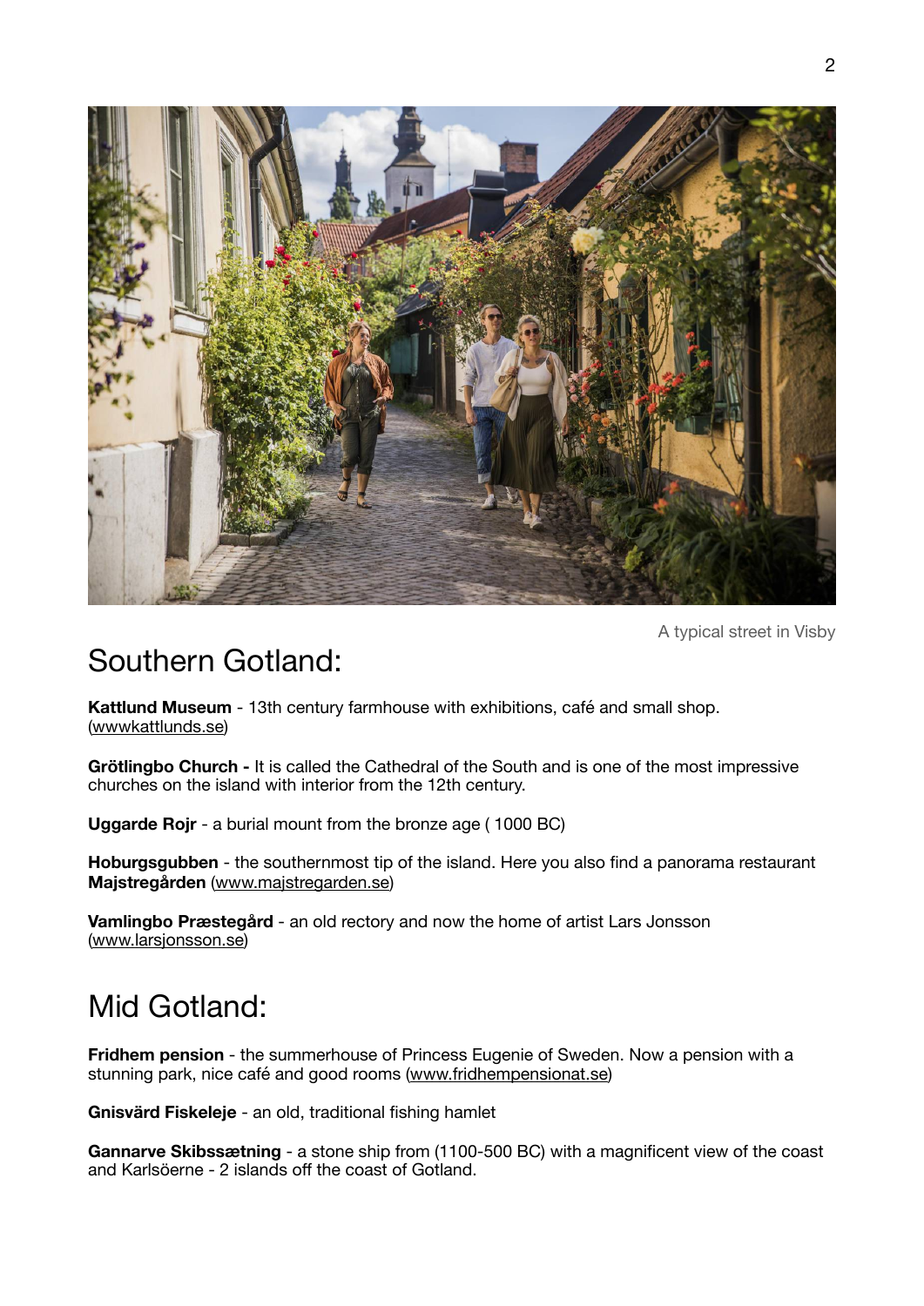A typical street in Visby

## Southern Gotland:

**Kattlund Museum** - 13th century farmhouse with exhibitions, café and small shop. (wwwkattlunds.se)

**Grötlingbo Church -** It is called the Cathedral of the South and is one of the most impressive churches on the island with interior from the 12th century.

**Uggarde Rojr** - a burial mount from the bronze age ( 1000 BC)

**Hoburgsgubben** - the southernmost tip of the island. Here you also find a panorama restaurant **Majstregården** (www.majstregarden.se)

**Vamlingbo Præstegård** - an old rectory and now the home of artist Lars Jonsson (www.larsjonsson.se)

## Mid Gotland:

**Fridhem pension** - the summerhouse of Princess Eugenie of Sweden. Now a pension with a stunning park, nice café and good rooms (www.fridhempensionat.se)

**Gnisvärd Fiskeleje** - an old, traditional fishing hamlet

**Gannarve Skibssætning** - a stone ship from (1100-500 BC) with a magnificent view of the coast and Karlsöerne - 2 islands off the coast of Gotland.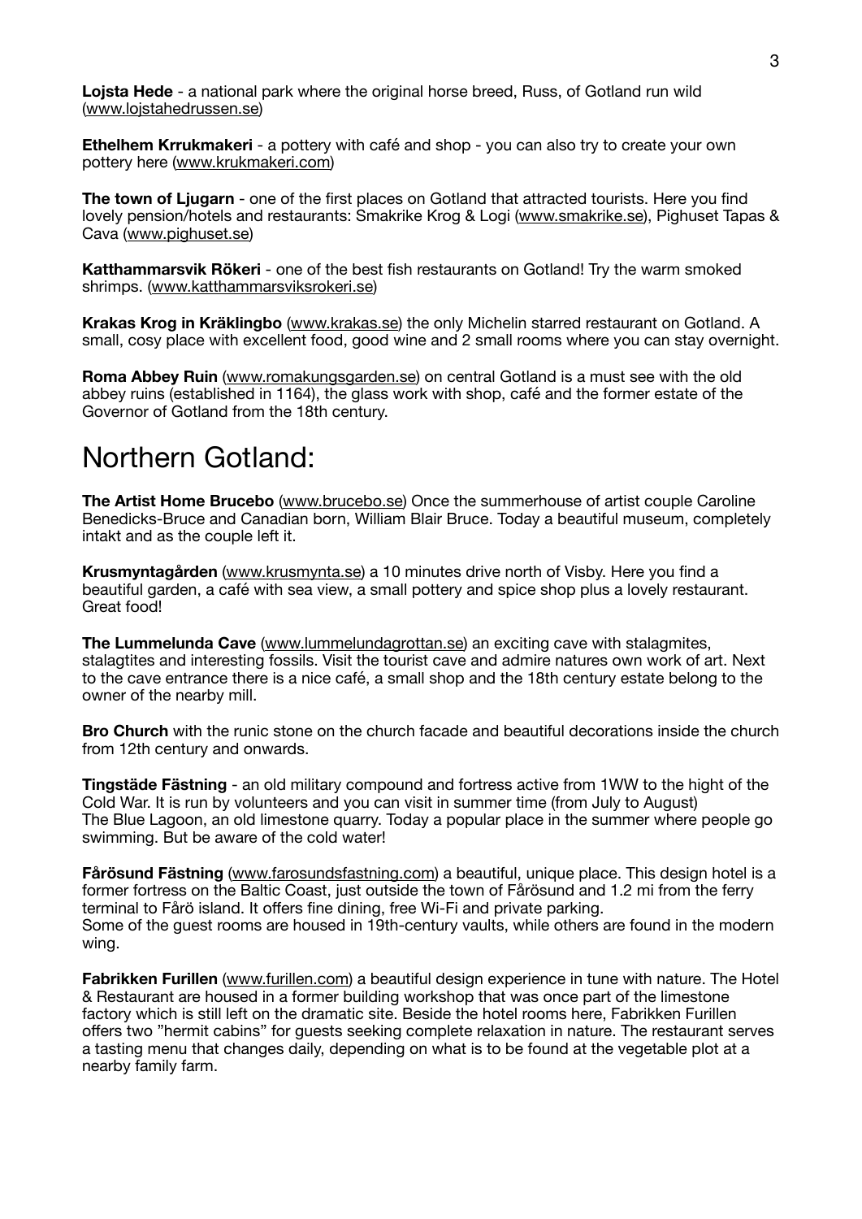**Lojsta Hede** - a national park where the original horse breed, Russ, of Gotland run wild (www.lojstahedrussen.se)

**Ethelhem Krrukmakeri** - a pottery with café and shop - you can also try to create your own pottery here (www.krukmakeri.com)

**The town of Ljugarn** - one of the first places on Gotland that attracted tourists. Here you find lovely pension/hotels and restaurants: Smakrike Krog & Logi (www.smakrike.se), Pighuset Tapas & Cava (www.pighuset.se)

**Katthammarsvik Rökeri** - one of the best fish restaurants on Gotland! Try the warm smoked shrimps. (www.katthammarsviksrokeri.se)

**Krakas Krog in Kräklingbo** (www.krakas.se) the only Michelin starred restaurant on Gotland. A small, cosy place with excellent food, good wine and 2 small rooms where you can stay overnight.

**Roma Abbey Ruin** (www.romakungsgarden.se) on central Gotland is a must see with the old abbey ruins (established in 1164), the glass work with shop, café and the former estate of the Governor of Gotland from the 18th century.

# Northern Gotland:

**The Artist Home Brucebo** (www.brucebo.se) Once the summerhouse of artist couple Caroline Benedicks-Bruce and Canadian born, William Blair Bruce. Today a beautiful museum, completely intakt and as the couple left it.

**Krusmyntagården** (www.krusmynta.se) a 10 minutes drive north of Visby. Here you find a beautiful garden, a café with sea view, a small pottery and spice shop plus a lovely restaurant. Great food!

**The Lummelunda Cave** (www.lummelundagrottan.se) an exciting cave with stalagmites, stalagtites and interesting fossils. Visit the tourist cave and admire natures own work of art. Next to the cave entrance there is a nice café, a small shop and the 18th century estate belong to the owner of the nearby mill.

**Bro Church** with the runic stone on the church facade and beautiful decorations inside the church from 12th century and onwards.

**Tingstäde Fästning** - an old military compound and fortress active from 1WW to the hight of the Cold War. It is run by volunteers and you can visit in summer time (from July to August)
The Blue Lagoon, an old limestone quarry. Today a popular place in the summer where people go swimming. But be aware of the cold water!

**Fårösund Fästning** (www.farosundsfastning.com) a beautiful, unique place. This design hotel is a former fortress on the Baltic Coast, just outside the town of Fårösund and 1.2 mi from the ferry terminal to Fårö island. It offers fine dining, free Wi-Fi and private parking.
Some of the guest rooms are housed in 19th-century vaults, while others are found in the modern wing.

**Fabrikken Furillen** (www.furillen.com) a beautiful design experience in tune with nature. The Hotel & Restaurant are housed in a former building workshop that was once part of the limestone factory which is still left on the dramatic site. Beside the hotel rooms here, Fabrikken Furillen offers two "hermit cabins" for guests seeking complete relaxation in nature. The restaurant serves a tasting menu that changes daily, depending on what is to be found at the vegetable plot at a nearby family farm.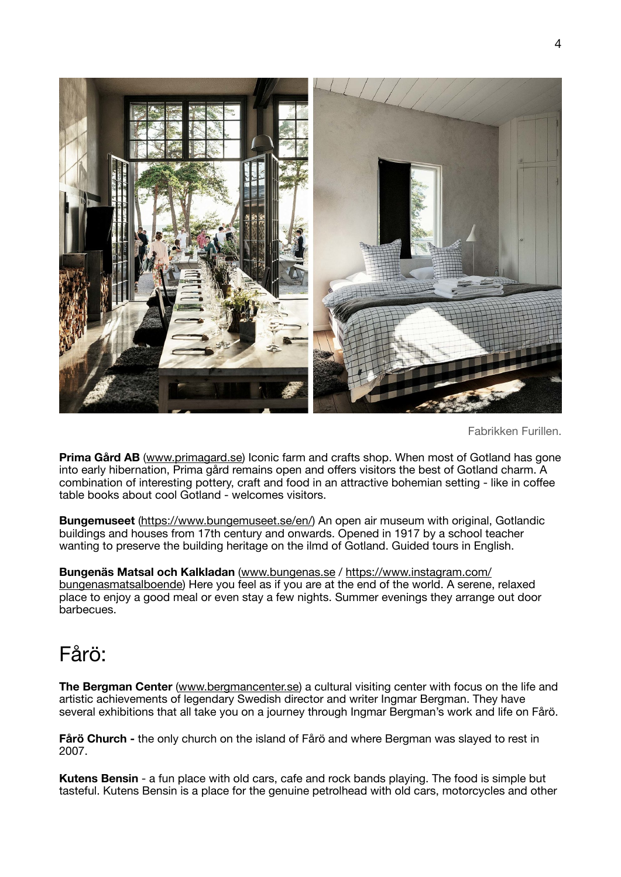Fabrikken Furillen.

**Prima Gård AB** (www.primagard.se) Iconic farm and crafts shop. When most of Gotland has gone into early hibernation, Prima gård remains open and offers visitors the best of Gotland charm. A combination of interesting pottery, craft and food in an attractive bohemian setting - like in coffee table books about cool Gotland - welcomes visitors.

**Bungemuseet** (https://www.bungemuseet.se/en/) An open air museum with original, Gotlandic buildings and houses from 17th century and onwards. Opened in 1917 by a school teacher wanting to preserve the building heritage on the ilmd of Gotland. Guided tours in English.

**Bungenäs Matsal och Kalkladan** (www.bungenas.se / https://www.instagram.com/bungenasmatsalboende) Here you feel as if you are at the end of the world. A serene, relaxed place to enjoy a good meal or even stay a few nights. Summer evenings they arrange out door barbecues.

# Fårö:

**The Bergman Center** (www.bergmancenter.se) a cultural visiting center with focus on the life and artistic achievements of legendary Swedish director and writer Ingmar Bergman. They have several exhibitions that all take you on a journey through Ingmar Bergman's work and life on Fårö.

**Fårö Church -** the only church on the island of Fårö and where Bergman was slayed to rest in 2007.

**Kutens Bensin** - a fun place with old cars, cafe and rock bands playing. The food is simple but tasteful. Kutens Bensin is a place for the genuine petrolhead with old cars, motorcycles and other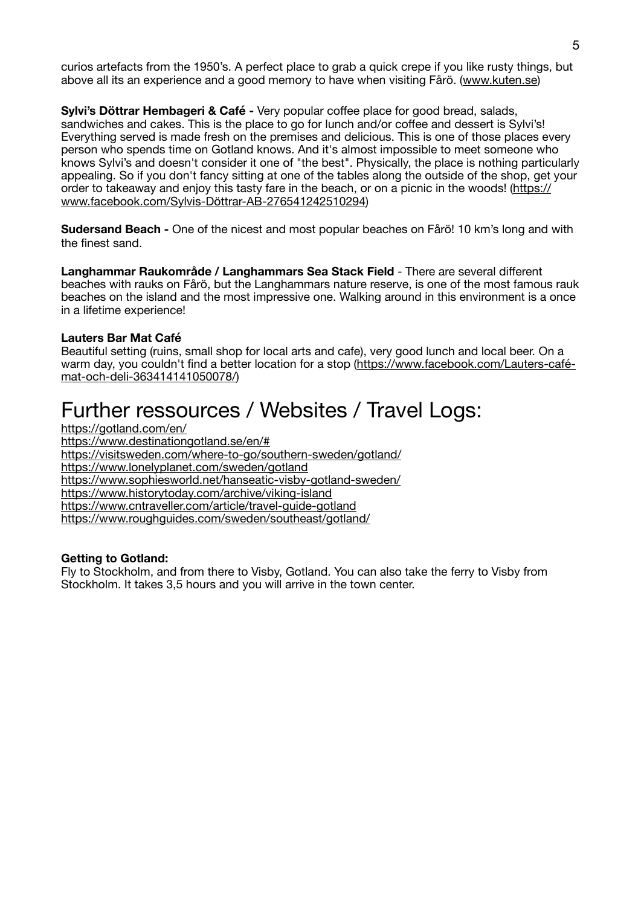curios artefacts from the 1950's. A perfect place to grab a quick crepe if you like rusty things, but above all its an experience and a good memory to have when visiting Fårö. (www.kuten.se)

**Sylvi's Döttrar Hembageri & Café -** Very popular coffee place for good bread, salads, sandwiches and cakes. This is the place to go for lunch and/or coffee and dessert is Sylvi's! Everything served is made fresh on the premises and delicious. This is one of those places every person who spends time on Gotland knows. And it's almost impossible to meet someone who knows Sylvi's and doesn't consider it one of "the best". Physically, the place is nothing particularly appealing. So if you don't fancy sitting at one of the tables along the outside of the shop, get your order to takeaway and enjoy this tasty fare in the beach, or on a picnic in the woods! (https://www.facebook.com/Sylvis-Döttrar-AB-276541242510294)

**Sudersand Beach -** One of the nicest and most popular beaches on Fårö! 10 km's long and with the finest sand.

**Langhammar Raukområde / Langhammars Sea Stack Field** - There are several different beaches with rauks on Fårö, but the Langhammars nature reserve, is one of the most famous rauk beaches on the island and the most impressive one. Walking around in this environment is a once in a lifetime experience!

**Lauters Bar Mat Café**

Beautiful setting (ruins, small shop for local arts and cafe), very good lunch and local beer. On a warm day, you couldn't find a better location for a stop (https://www.facebook.com/Lauters-café-mat-och-deli-363414141050078/)

# Further ressources / Websites / Travel Logs:

https://gotland.com/en/
https://www.destinationgotland.se/en/#
https://visitsweden.com/where-to-go/southern-sweden/gotland/
https://www.lonelyplanet.com/sweden/gotland
https://www.sophiesworld.net/hanseatic-visby-gotland-sweden/
https://www.historytoday.com/archive/viking-island
https://www.cntraveller.com/article/travel-guide-gotland
https://www.roughguides.com/sweden/southeast/gotland/

**Getting to Gotland:**

Fly to Stockholm, and from there to Visby, Gotland. You can also take the ferry to Visby from Stockholm. It takes 3,5 hours and you will arrive in the town center.